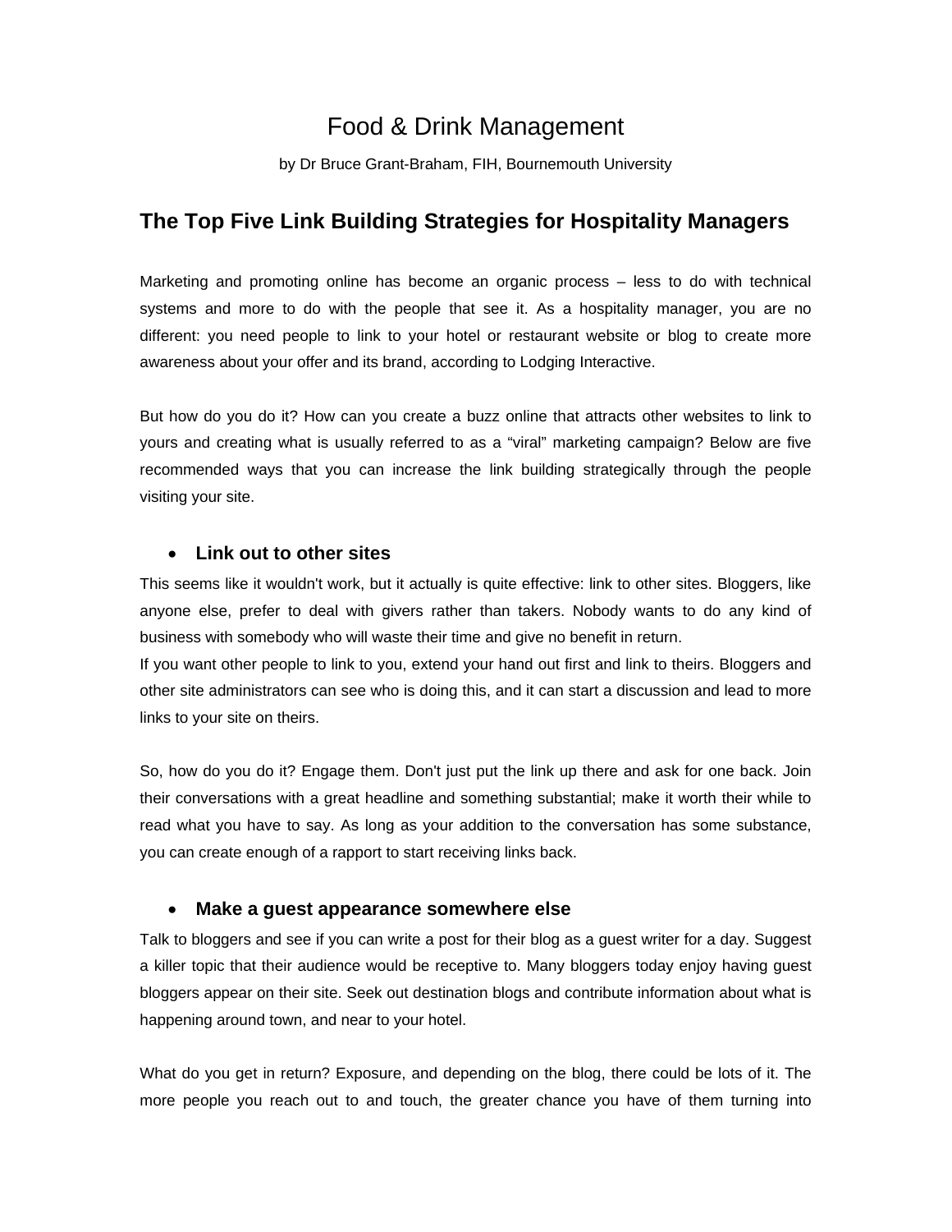# Food & Drink Management

by Dr Bruce Grant-Braham, FIH, Bournemouth University

## The Top Five Link Building Strategies for Hospitality Managers

Marketing and promoting online has become an organic process – less to do with technical systems and more to do with the people that see it. As a hospitality manager, you are no different: you need people to link to your hotel or restaurant website or blog to create more awareness about your offer and its brand, according to Lodging Interactive.

But how do you do it? How can you create a buzz online that attracts other websites to link to yours and creating what is usually referred to as a "viral" marketing campaign? Below are five recommended ways that you can increase the link building strategically through the people visiting your site.

### • Link out to other sites

This seems like it wouldn't work, but it actually is quite effective: link to other sites. Bloggers, like anyone else, prefer to deal with givers rather than takers. Nobody wants to do any kind of business with somebody who will waste their time and give no benefit in return.
If you want other people to link to you, extend your hand out first and link to theirs. Bloggers and other site administrators can see who is doing this, and it can start a discussion and lead to more links to your site on theirs.

So, how do you do it? Engage them. Don't just put the link up there and ask for one back. Join their conversations with a great headline and something substantial; make it worth their while to read what you have to say. As long as your addition to the conversation has some substance, you can create enough of a rapport to start receiving links back.

### • Make a guest appearance somewhere else

Talk to bloggers and see if you can write a post for their blog as a guest writer for a day. Suggest a killer topic that their audience would be receptive to. Many bloggers today enjoy having guest bloggers appear on their site. Seek out destination blogs and contribute information about what is happening around town, and near to your hotel.

What do you get in return? Exposure, and depending on the blog, there could be lots of it. The more people you reach out to and touch, the greater chance you have of them turning into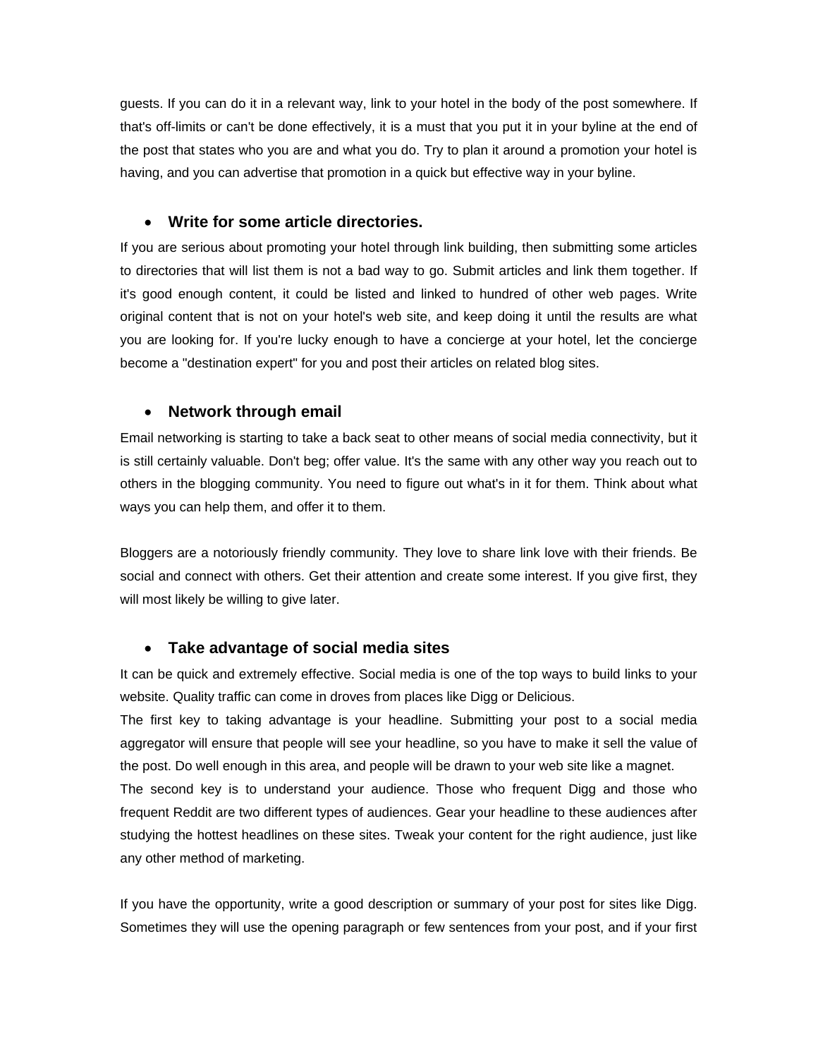guests. If you can do it in a relevant way, link to your hotel in the body of the post somewhere. If that's off-limits or can't be done effectively, it is a must that you put it in your byline at the end of the post that states who you are and what you do. Try to plan it around a promotion your hotel is having, and you can advertise that promotion in a quick but effective way in your byline.

- **Write for some article directories.**

If you are serious about promoting your hotel through link building, then submitting some articles to directories that will list them is not a bad way to go. Submit articles and link them together. If it's good enough content, it could be listed and linked to hundred of other web pages. Write original content that is not on your hotel's web site, and keep doing it until the results are what you are looking for. If you're lucky enough to have a concierge at your hotel, let the concierge become a "destination expert" for you and post their articles on related blog sites.

- **Network through email**

Email networking is starting to take a back seat to other means of social media connectivity, but it is still certainly valuable. Don't beg; offer value. It's the same with any other way you reach out to others in the blogging community. You need to figure out what's in it for them. Think about what ways you can help them, and offer it to them.

Bloggers are a notoriously friendly community. They love to share link love with their friends. Be social and connect with others. Get their attention and create some interest. If you give first, they will most likely be willing to give later.

- **Take advantage of social media sites**

It can be quick and extremely effective. Social media is one of the top ways to build links to your website. Quality traffic can come in droves from places like Digg or Delicious.

The first key to taking advantage is your headline. Submitting your post to a social media aggregator will ensure that people will see your headline, so you have to make it sell the value of the post. Do well enough in this area, and people will be drawn to your web site like a magnet.

The second key is to understand your audience. Those who frequent Digg and those who frequent Reddit are two different types of audiences. Gear your headline to these audiences after studying the hottest headlines on these sites. Tweak your content for the right audience, just like any other method of marketing.

If you have the opportunity, write a good description or summary of your post for sites like Digg. Sometimes they will use the opening paragraph or few sentences from your post, and if your first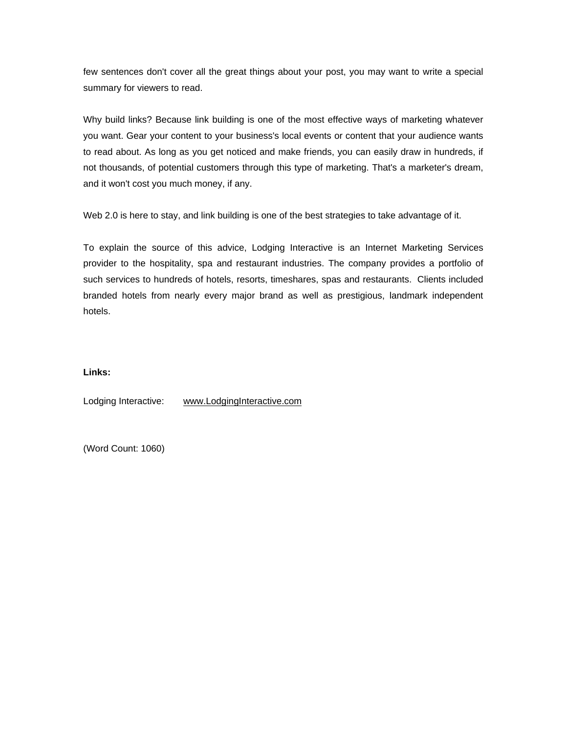few sentences don't cover all the great things about your post, you may want to write a special summary for viewers to read.

Why build links? Because link building is one of the most effective ways of marketing whatever you want. Gear your content to your business's local events or content that your audience wants to read about. As long as you get noticed and make friends, you can easily draw in hundreds, if not thousands, of potential customers through this type of marketing. That's a marketer's dream, and it won't cost you much money, if any.

Web 2.0 is here to stay, and link building is one of the best strategies to take advantage of it.

To explain the source of this advice, Lodging Interactive is an Internet Marketing Services provider to the hospitality, spa and restaurant industries. The company provides a portfolio of such services to hundreds of hotels, resorts, timeshares, spas and restaurants. Clients included branded hotels from nearly every major brand as well as prestigious, landmark independent hotels.

**Links:**

Lodging Interactive: www.LodgingInteractive.com

(Word Count: 1060)